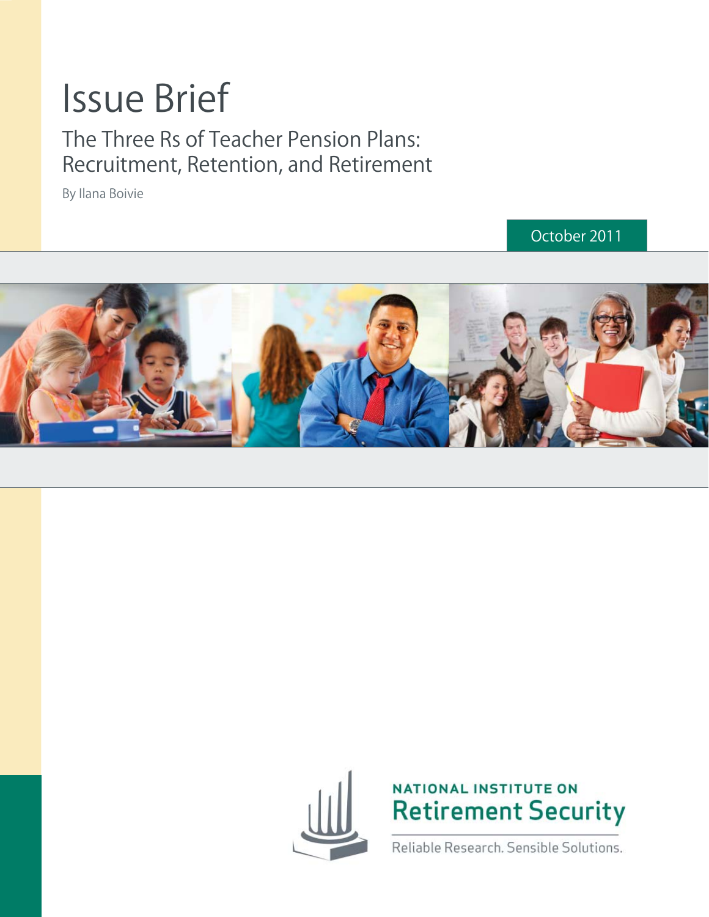# Issue Brief

## The Three Rs of Teacher Pension Plans: Recruitment, Retention, and Retirement

By Ilana Boivie

October 2011

NATIONAL INSTITUTE ON
**Retirement Security**

Reliable Research. Sensible Solutions.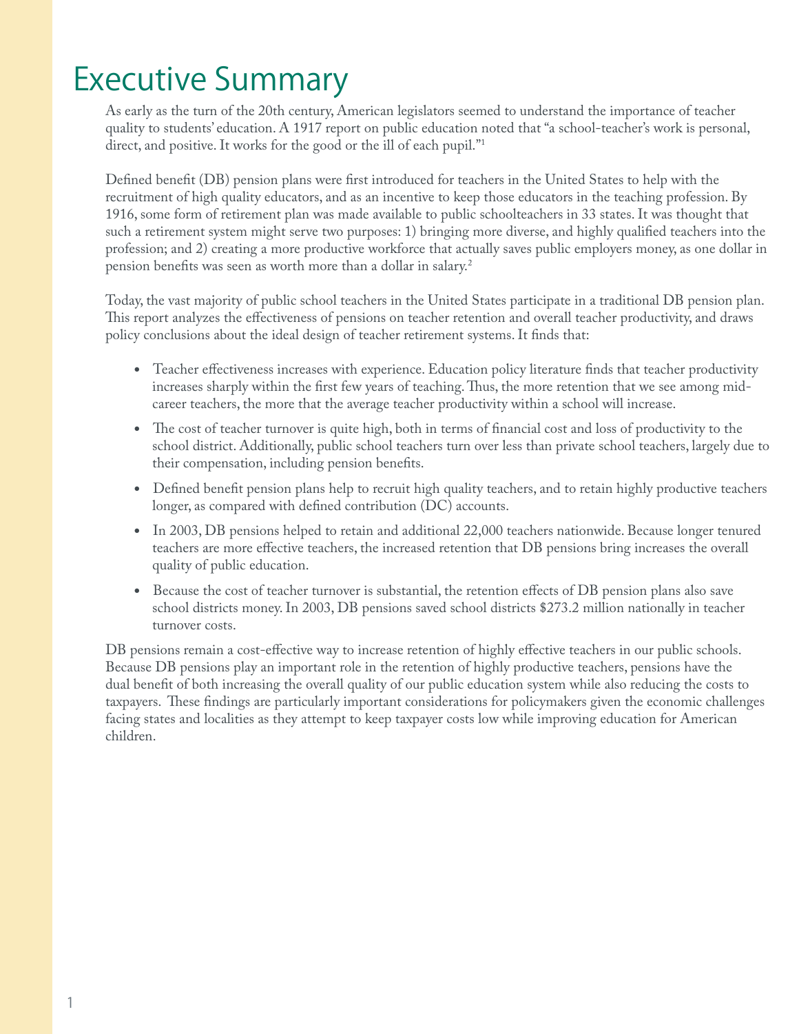# Executive Summary

As early as the turn of the 20th century, American legislators seemed to understand the importance of teacher quality to students' education. A 1917 report on public education noted that "a school-teacher's work is personal, direct, and positive. It works for the good or the ill of each pupil."[1]

Defined benefit (DB) pension plans were first introduced for teachers in the United States to help with the recruitment of high quality educators, and as an incentive to keep those educators in the teaching profession. By 1916, some form of retirement plan was made available to public schoolteachers in 33 states. It was thought that such a retirement system might serve two purposes: 1) bringing more diverse, and highly qualified teachers into the profession; and 2) creating a more productive workforce that actually saves public employers money, as one dollar in pension benefits was seen as worth more than a dollar in salary.[2]

Today, the vast majority of public school teachers in the United States participate in a traditional DB pension plan. This report analyzes the effectiveness of pensions on teacher retention and overall teacher productivity, and draws policy conclusions about the ideal design of teacher retirement systems. It finds that:

- Teacher effectiveness increases with experience. Education policy literature finds that teacher productivity increases sharply within the first few years of teaching. Thus, the more retention that we see among mid-career teachers, the more that the average teacher productivity within a school will increase.
- The cost of teacher turnover is quite high, both in terms of financial cost and loss of productivity to the school district. Additionally, public school teachers turn over less than private school teachers, largely due to their compensation, including pension benefits.
- Defined benefit pension plans help to recruit high quality teachers, and to retain highly productive teachers longer, as compared with defined contribution (DC) accounts.
- In 2003, DB pensions helped to retain and additional 22,000 teachers nationwide. Because longer tenured teachers are more effective teachers, the increased retention that DB pensions bring increases the overall quality of public education.
- Because the cost of teacher turnover is substantial, the retention effects of DB pension plans also save school districts money. In 2003, DB pensions saved school districts $273.2 million nationally in teacher turnover costs.

DB pensions remain a cost-effective way to increase retention of highly effective teachers in our public schools. Because DB pensions play an important role in the retention of highly productive teachers, pensions have the dual benefit of both increasing the overall quality of our public education system while also reducing the costs to taxpayers. These findings are particularly important considerations for policymakers given the economic challenges facing states and localities as they attempt to keep taxpayer costs low while improving education for American children.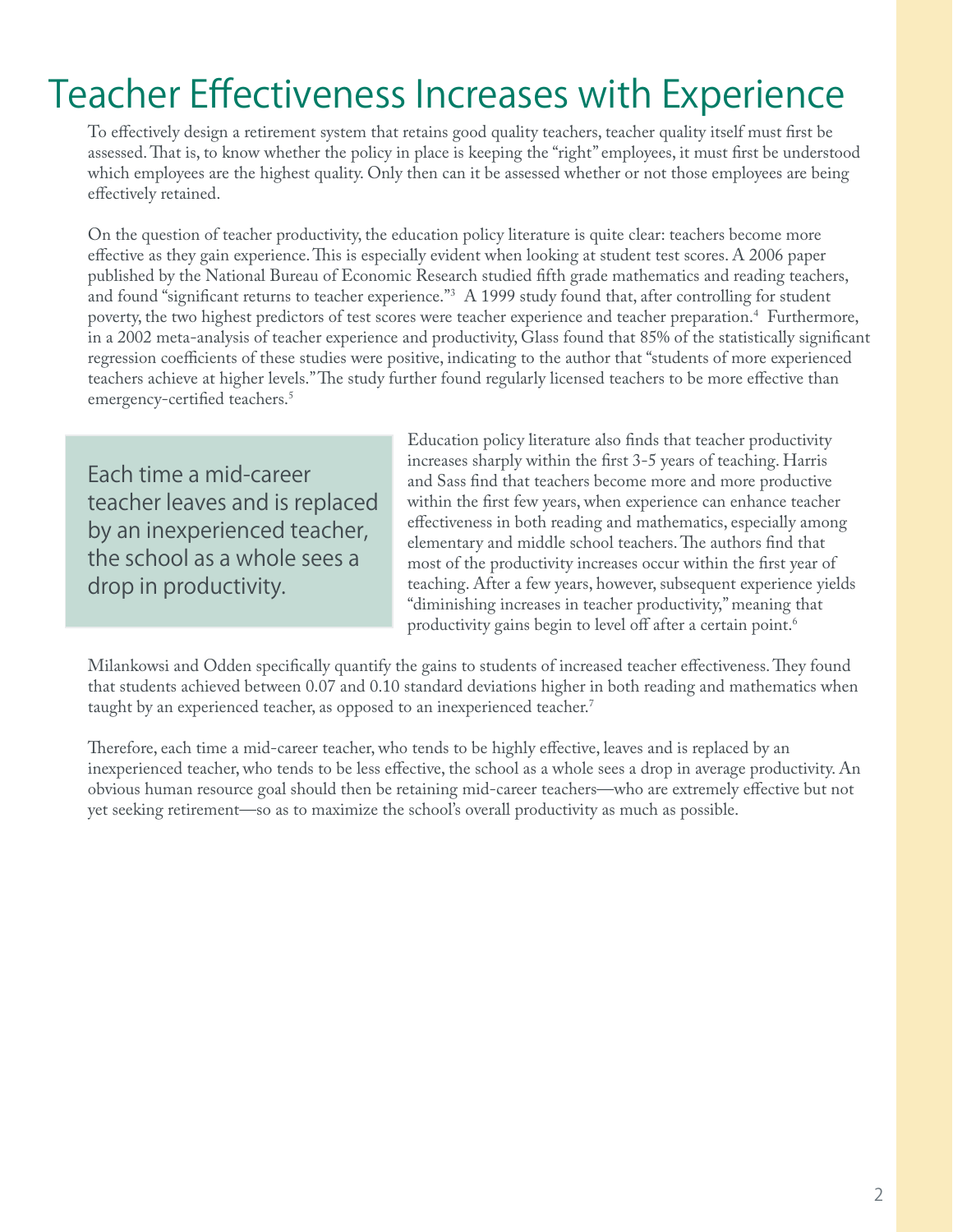# Teacher Effectiveness Increases with Experience

To effectively design a retirement system that retains good quality teachers, teacher quality itself must first be assessed. That is, to know whether the policy in place is keeping the "right" employees, it must first be understood which employees are the highest quality. Only then can it be assessed whether or not those employees are being effectively retained.

On the question of teacher productivity, the education policy literature is quite clear: teachers become more effective as they gain experience. This is especially evident when looking at student test scores. A 2006 paper published by the National Bureau of Economic Research studied fifth grade mathematics and reading teachers, and found "significant returns to teacher experience."[3] A 1999 study found that, after controlling for student poverty, the two highest predictors of test scores were teacher experience and teacher preparation.[4] Furthermore, in a 2002 meta-analysis of teacher experience and productivity, Glass found that 85% of the statistically significant regression coefficients of these studies were positive, indicating to the author that "students of more experienced teachers achieve at higher levels." The study further found regularly licensed teachers to be more effective than emergency-certified teachers.[5]

> Each time a mid-career teacher leaves and is replaced by an inexperienced teacher, the school as a whole sees a drop in productivity.

Education policy literature also finds that teacher productivity increases sharply within the first 3-5 years of teaching. Harris and Sass find that teachers become more and more productive within the first few years, when experience can enhance teacher effectiveness in both reading and mathematics, especially among elementary and middle school teachers. The authors find that most of the productivity increases occur within the first year of teaching. After a few years, however, subsequent experience yields "diminishing increases in teacher productivity," meaning that productivity gains begin to level off after a certain point.[6]

Milankowsi and Odden specifically quantify the gains to students of increased teacher effectiveness. They found that students achieved between 0.07 and 0.10 standard deviations higher in both reading and mathematics when taught by an experienced teacher, as opposed to an inexperienced teacher.[7]

Therefore, each time a mid-career teacher, who tends to be highly effective, leaves and is replaced by an inexperienced teacher, who tends to be less effective, the school as a whole sees a drop in average productivity. An obvious human resource goal should then be retaining mid-career teachers—who are extremely effective but not yet seeking retirement—so as to maximize the school's overall productivity as much as possible.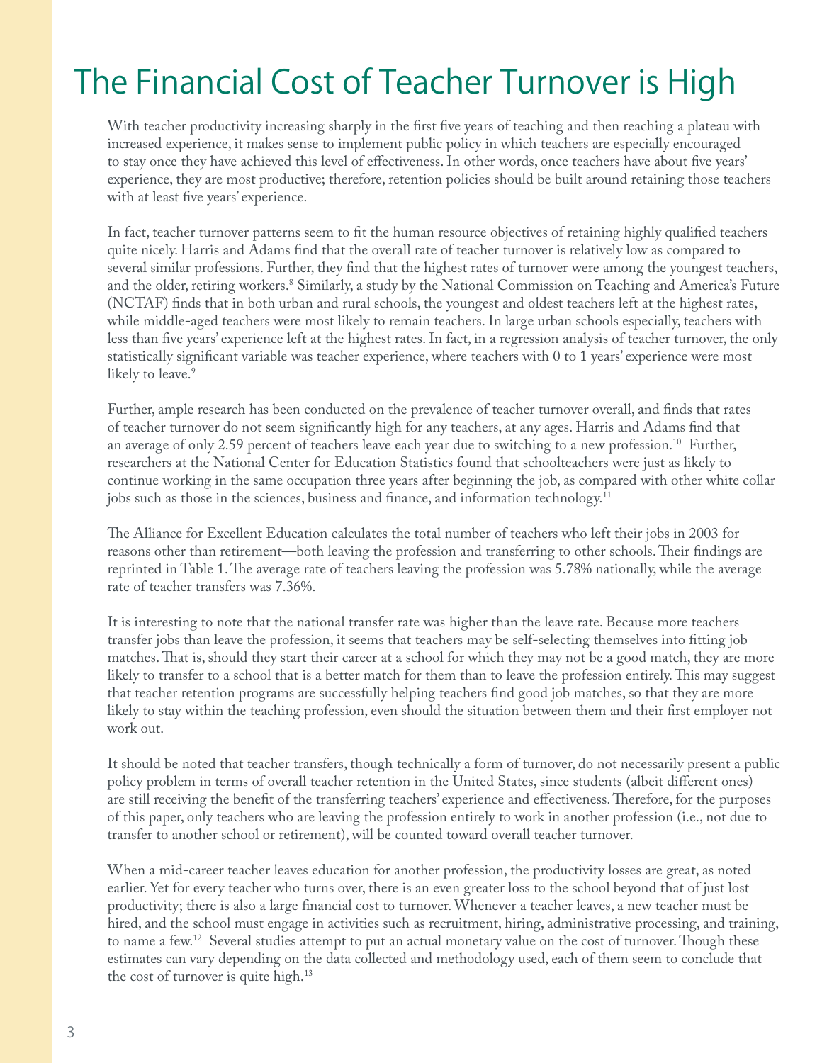# The Financial Cost of Teacher Turnover is High

With teacher productivity increasing sharply in the first five years of teaching and then reaching a plateau with increased experience, it makes sense to implement public policy in which teachers are especially encouraged to stay once they have achieved this level of effectiveness. In other words, once teachers have about five years' experience, they are most productive; therefore, retention policies should be built around retaining those teachers with at least five years' experience.

In fact, teacher turnover patterns seem to fit the human resource objectives of retaining highly qualified teachers quite nicely. Harris and Adams find that the overall rate of teacher turnover is relatively low as compared to several similar professions. Further, they find that the highest rates of turnover were among the youngest teachers, and the older, retiring workers.[8] Similarly, a study by the National Commission on Teaching and America's Future (NCTAF) finds that in both urban and rural schools, the youngest and oldest teachers left at the highest rates, while middle-aged teachers were most likely to remain teachers. In large urban schools especially, teachers with less than five years' experience left at the highest rates. In fact, in a regression analysis of teacher turnover, the only statistically significant variable was teacher experience, where teachers with 0 to 1 years' experience were most likely to leave.[9]

Further, ample research has been conducted on the prevalence of teacher turnover overall, and finds that rates of teacher turnover do not seem significantly high for any teachers, at any ages. Harris and Adams find that an average of only 2.59 percent of teachers leave each year due to switching to a new profession.[10] Further, researchers at the National Center for Education Statistics found that schoolteachers were just as likely to continue working in the same occupation three years after beginning the job, as compared with other white collar jobs such as those in the sciences, business and finance, and information technology.[11]

The Alliance for Excellent Education calculates the total number of teachers who left their jobs in 2003 for reasons other than retirement—both leaving the profession and transferring to other schools. Their findings are reprinted in Table 1. The average rate of teachers leaving the profession was 5.78% nationally, while the average rate of teacher transfers was 7.36%.

It is interesting to note that the national transfer rate was higher than the leave rate. Because more teachers transfer jobs than leave the profession, it seems that teachers may be self-selecting themselves into fitting job matches. That is, should they start their career at a school for which they may not be a good match, they are more likely to transfer to a school that is a better match for them than to leave the profession entirely. This may suggest that teacher retention programs are successfully helping teachers find good job matches, so that they are more likely to stay within the teaching profession, even should the situation between them and their first employer not work out.

It should be noted that teacher transfers, though technically a form of turnover, do not necessarily present a public policy problem in terms of overall teacher retention in the United States, since students (albeit different ones) are still receiving the benefit of the transferring teachers' experience and effectiveness. Therefore, for the purposes of this paper, only teachers who are leaving the profession entirely to work in another profession (i.e., not due to transfer to another school or retirement), will be counted toward overall teacher turnover.

When a mid-career teacher leaves education for another profession, the productivity losses are great, as noted earlier. Yet for every teacher who turns over, there is an even greater loss to the school beyond that of just lost productivity; there is also a large financial cost to turnover. Whenever a teacher leaves, a new teacher must be hired, and the school must engage in activities such as recruitment, hiring, administrative processing, and training, to name a few.[12] Several studies attempt to put an actual monetary value on the cost of turnover. Though these estimates can vary depending on the data collected and methodology used, each of them seem to conclude that the cost of turnover is quite high.[13]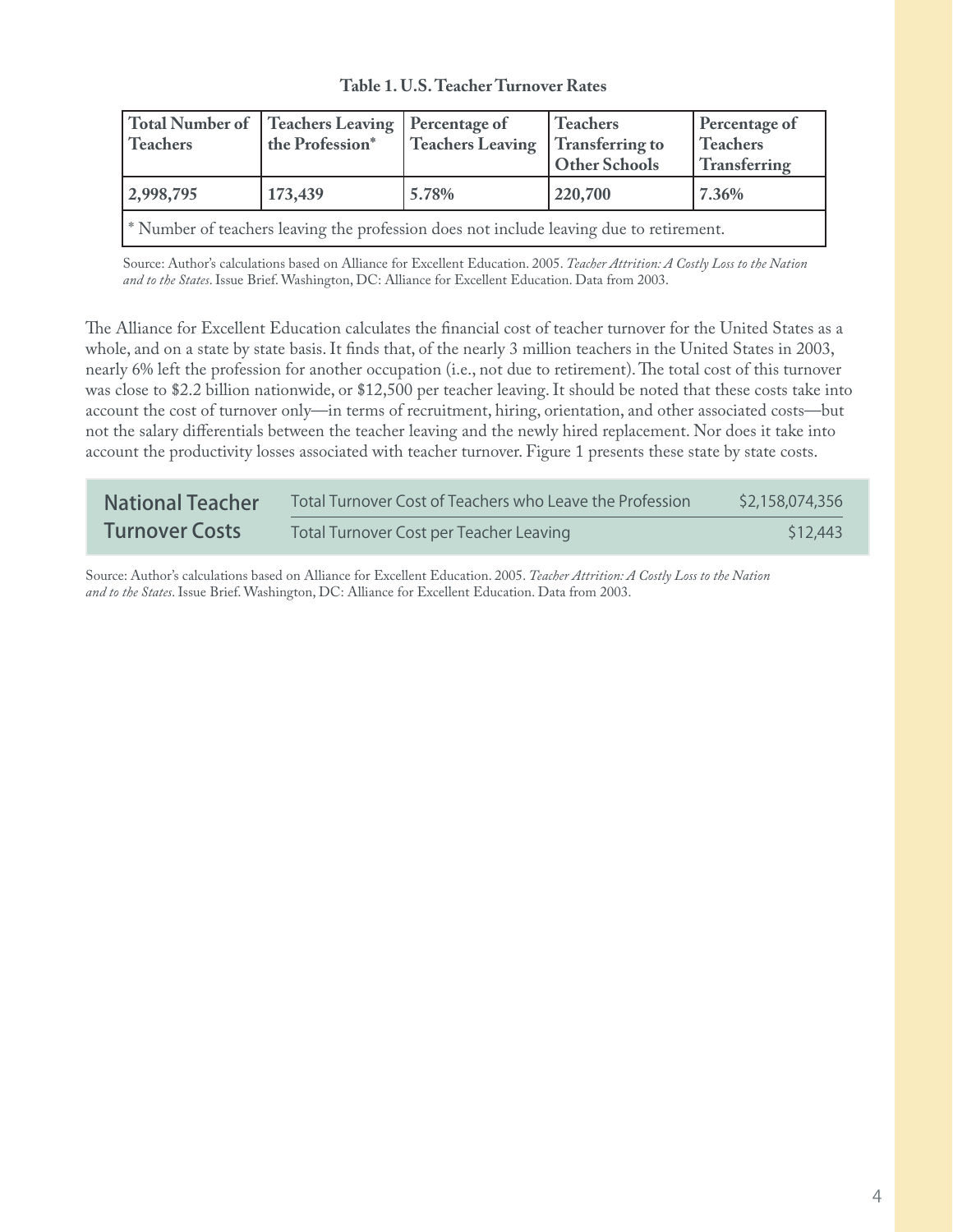**Table 1. U.S. Teacher Turnover Rates**

| Total Number of Teachers | Teachers Leaving the Profession* | Percentage of Teachers Leaving | Teachers Transferring to Other Schools | Percentage of Teachers Transferring |
|---|---|---|---|---|
| **2,998,795** | **173,439** | **5.78%** | **220,700** | **7.36%** |
| * Number of teachers leaving the profession does not include leaving due to retirement. | | | | |

Source: Author's calculations based on Alliance for Excellent Education. 2005. *Teacher Attrition: A Costly Loss to the Nation and to the States*. Issue Brief. Washington, DC: Alliance for Excellent Education. Data from 2003.

The Alliance for Excellent Education calculates the financial cost of teacher turnover for the United States as a whole, and on a state by state basis. It finds that, of the nearly 3 million teachers in the United States in 2003, nearly 6% left the profession for another occupation (i.e., not due to retirement). The total cost of this turnover was close to $2.2 billion nationwide, or $12,500 per teacher leaving. It should be noted that these costs take into account the cost of turnover only—in terms of recruitment, hiring, orientation, and other associated costs—but not the salary differentials between the teacher leaving and the newly hired replacement. Nor does it take into account the productivity losses associated with teacher turnover. Figure 1 presents these state by state costs.

| National Teacher Turnover Costs | | |
|---|---|---|
| | Total Turnover Cost of Teachers who Leave the Profession | $2,158,074,356 |
| | Total Turnover Cost per Teacher Leaving | $12,443 |

Source: Author's calculations based on Alliance for Excellent Education. 2005. *Teacher Attrition: A Costly Loss to the Nation and to the States*. Issue Brief. Washington, DC: Alliance for Excellent Education. Data from 2003.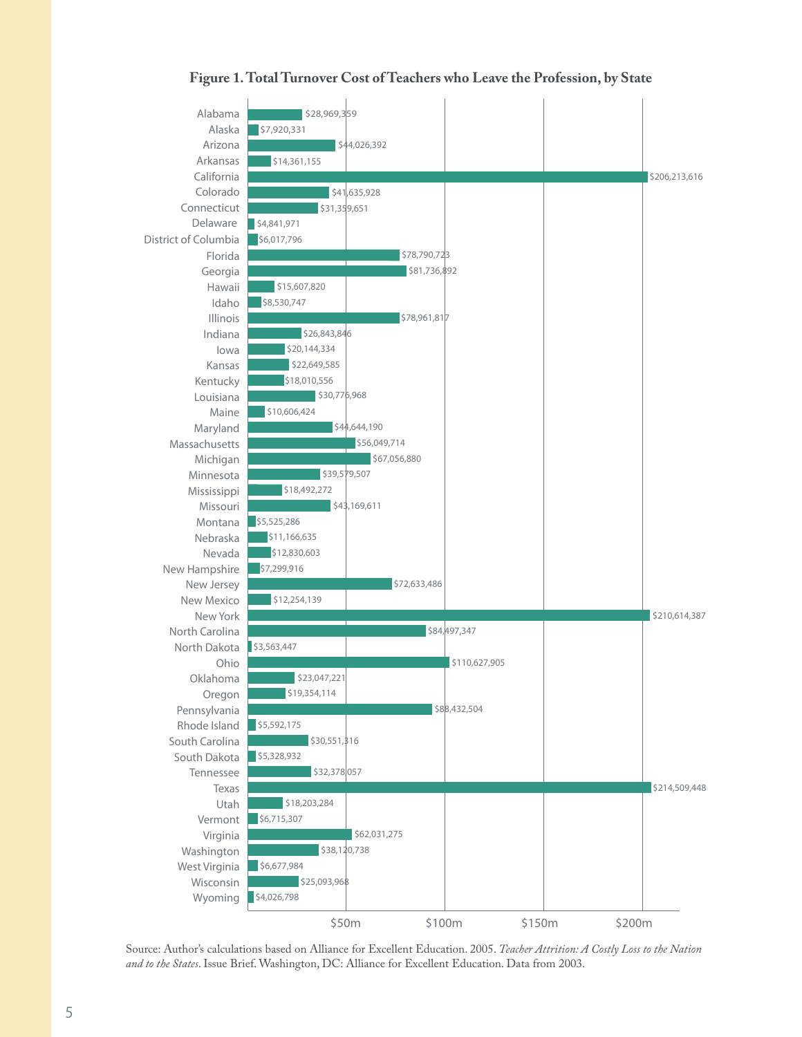**Figure 1. Total Turnover Cost of Teachers who Leave the Profession, by State**

| State | Total Turnover Cost |
| --- | --- |
| Alabama | $28,969,359 |
| Alaska | $7,920,331 |
| Arizona | $44,026,392 |
| Arkansas | $14,361,155 |
| California | $206,213,616 |
| Colorado | $41,635,928 |
| Connecticut | $31,359,651 |
| Delaware | $4,841,971 |
| District of Columbia | $6,017,796 |
| Florida | $78,790,723 |
| Georgia | $81,736,892 |
| Hawaii | $15,607,820 |
| Idaho | $8,530,747 |
| Illinois | $78,961,817 |
| Indiana | $26,843,846 |
| Iowa | $20,144,334 |
| Kansas | $22,649,585 |
| Kentucky | $18,010,556 |
| Louisiana | $30,776,968 |
| Maine | $10,606,424 |
| Maryland | $44,644,190 |
| Massachusetts | $56,049,714 |
| Michigan | $67,056,880 |
| Minnesota | $39,579,507 |
| Mississippi | $18,492,272 |
| Missouri | $43,169,611 |
| Montana | $5,525,286 |
| Nebraska | $11,166,635 |
| Nevada | $12,830,603 |
| New Hampshire | $7,299,916 |
| New Jersey | $72,633,486 |
| New Mexico | $12,254,139 |
| New York | $210,614,387 |
| North Carolina | $84,497,347 |
| North Dakota | $3,563,447 |
| Ohio | $110,627,905 |
| Oklahoma | $23,047,221 |
| Oregon | $19,354,114 |
| Pennsylvania | $88,432,504 |
| Rhode Island | $5,592,175 |
| South Carolina | $30,551,316 |
| South Dakota | $5,328,932 |
| Tennessee | $32,378,057 |
| Texas | $214,509,448 |
| Utah | $18,203,284 |
| Vermont | $6,715,307 |
| Virginia | $62,031,275 |
| Washington | $38,120,738 |
| West Virginia | $6,677,984 |
| Wisconsin | $25,093,968 |
| Wyoming | $4,026,798 |

Source: Author's calculations based on Alliance for Excellent Education. 2005. *Teacher Attrition: A Costly Loss to the Nation and to the States*. Issue Brief. Washington, DC: Alliance for Excellent Education. Data from 2003.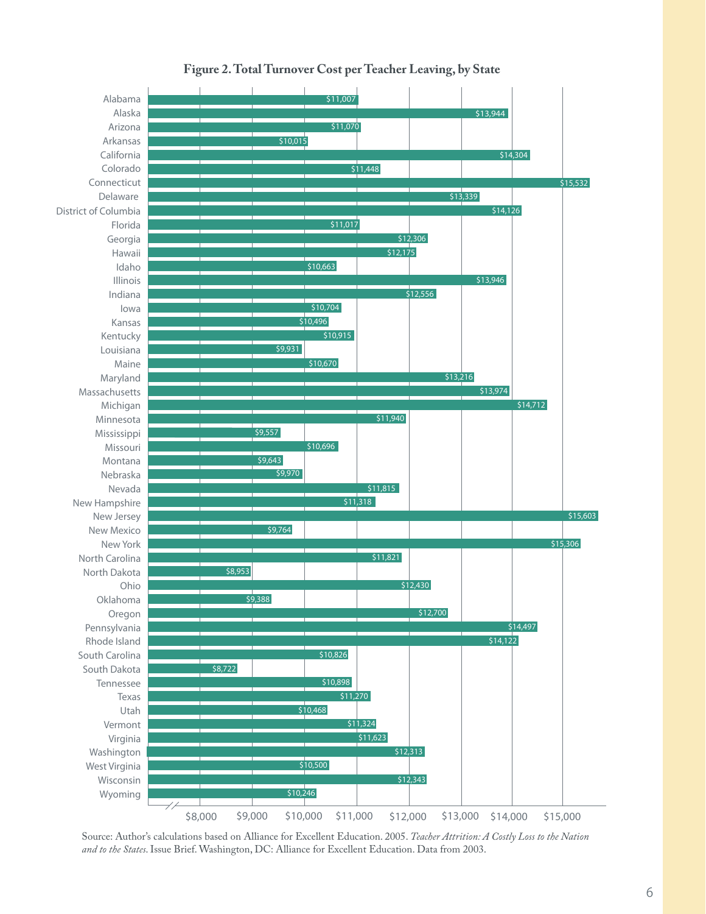**Figure 2. Total Turnover Cost per Teacher Leaving, by State**

| State | Total Turnover Cost per Teacher Leaving |
| --- | --- |
| Alabama | $11,007 |
| Alaska | $13,944 |
| Arizona | $11,070 |
| Arkansas | $10,015 |
| California | $14,304 |
| Colorado | $11,448 |
| Connecticut | $15,532 |
| Delaware | $13,339 |
| District of Columbia | $14,126 |
| Florida | $11,017 |
| Georgia | $12,306 |
| Hawaii | $12,175 |
| Idaho | $10,663 |
| Illinois | $13,946 |
| Indiana | $12,556 |
| Iowa | $10,704 |
| Kansas | $10,496 |
| Kentucky | $10,915 |
| Louisiana | $9,931 |
| Maine | $10,670 |
| Maryland | $13,216 |
| Massachusetts | $13,974 |
| Michigan | $14,712 |
| Minnesota | $11,940 |
| Mississippi | $9,557 |
| Missouri | $10,696 |
| Montana | $9,643 |
| Nebraska | $9,970 |
| Nevada | $11,815 |
| New Hampshire | $11,318 |
| New Jersey | $15,603 |
| New Mexico | $9,764 |
| New York | $15,306 |
| North Carolina | $11,821 |
| North Dakota | $8,953 |
| Ohio | $12,430 |
| Oklahoma | $9,388 |
| Oregon | $12,700 |
| Pennsylvania | $14,497 |
| Rhode Island | $14,122 |
| South Carolina | $10,826 |
| South Dakota | $8,722 |
| Tennessee | $10,898 |
| Texas | $11,270 |
| Utah | $10,468 |
| Vermont | $11,324 |
| Virginia | $11,623 |
| Washington | $12,313 |
| West Virginia | $10,500 |
| Wisconsin | $12,343 |
| Wyoming | $10,246 |

Source: Author's calculations based on Alliance for Excellent Education. 2005. *Teacher Attrition: A Costly Loss to the Nation and to the States.* Issue Brief. Washington, DC: Alliance for Excellent Education. Data from 2003.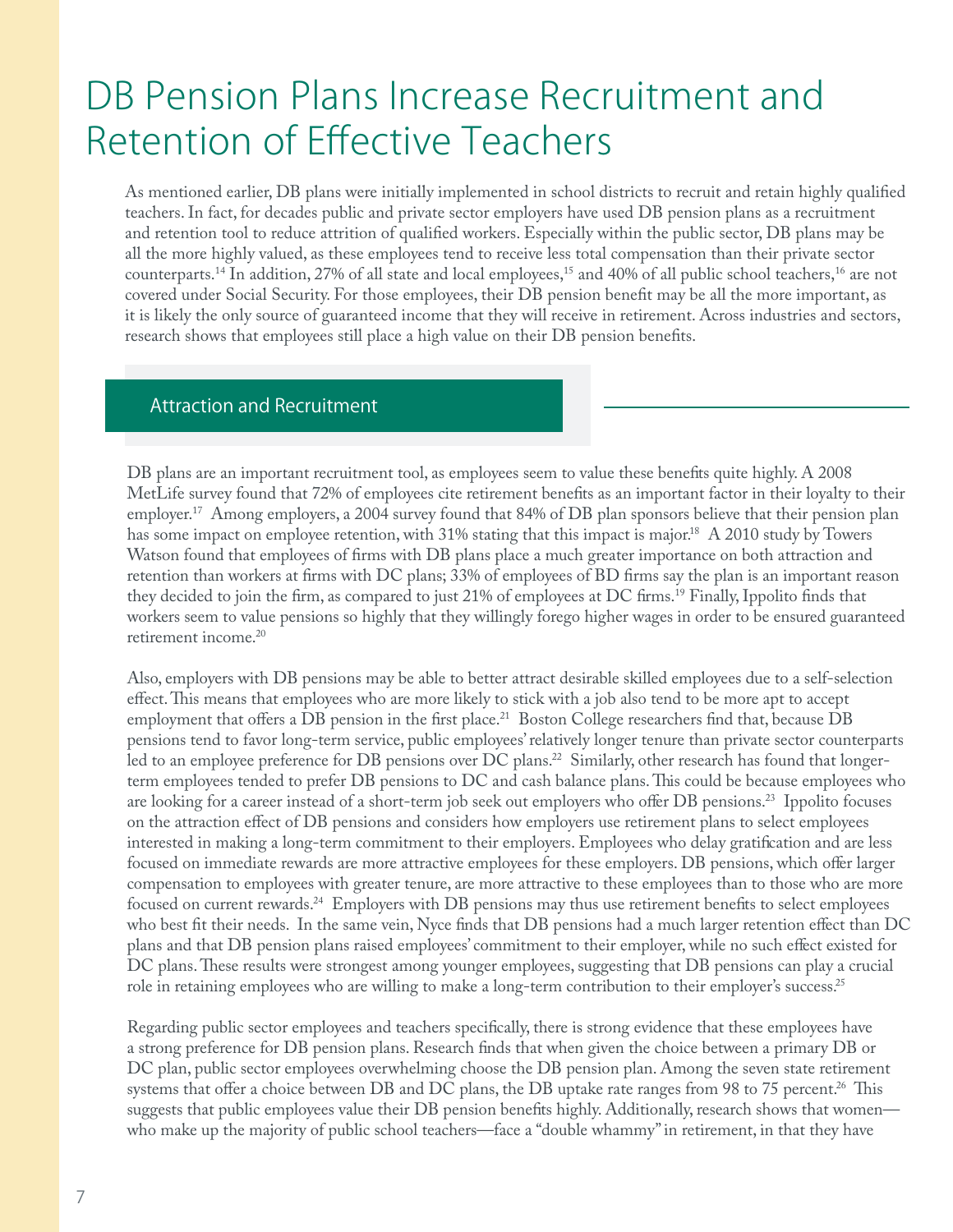# DB Pension Plans Increase Recruitment and Retention of Effective Teachers

As mentioned earlier, DB plans were initially implemented in school districts to recruit and retain highly qualified teachers. In fact, for decades public and private sector employers have used DB pension plans as a recruitment and retention tool to reduce attrition of qualified workers. Especially within the public sector, DB plans may be all the more highly valued, as these employees tend to receive less total compensation than their private sector counterparts.[14] In addition, 27% of all state and local employees,[15] and 40% of all public school teachers,[16] are not covered under Social Security. For those employees, their DB pension benefit may be all the more important, as it is likely the only source of guaranteed income that they will receive in retirement. Across industries and sectors, research shows that employees still place a high value on their DB pension benefits.

## Attraction and Recruitment

DB plans are an important recruitment tool, as employees seem to value these benefits quite highly. A 2008 MetLife survey found that 72% of employees cite retirement benefits as an important factor in their loyalty to their employer.[17] Among employers, a 2004 survey found that 84% of DB plan sponsors believe that their pension plan has some impact on employee retention, with 31% stating that this impact is major.[18] A 2010 study by Towers Watson found that employees of firms with DB plans place a much greater importance on both attraction and retention than workers at firms with DC plans; 33% of employees of BD firms say the plan is an important reason they decided to join the firm, as compared to just 21% of employees at DC firms.[19] Finally, Ippolito finds that workers seem to value pensions so highly that they willingly forego higher wages in order to be ensured guaranteed retirement income.[20]

Also, employers with DB pensions may be able to better attract desirable skilled employees due to a self-selection effect. This means that employees who are more likely to stick with a job also tend to be more apt to accept employment that offers a DB pension in the first place.[21] Boston College researchers find that, because DB pensions tend to favor long-term service, public employees' relatively longer tenure than private sector counterparts led to an employee preference for DB pensions over DC plans.[22] Similarly, other research has found that longer-term employees tended to prefer DB pensions to DC and cash balance plans. This could be because employees who are looking for a career instead of a short-term job seek out employers who offer DB pensions.[23] Ippolito focuses on the attraction effect of DB pensions and considers how employers use retirement plans to select employees interested in making a long-term commitment to their employers. Employees who delay gratification and are less focused on immediate rewards are more attractive employees for these employers. DB pensions, which offer larger compensation to employees with greater tenure, are more attractive to these employees than to those who are more focused on current rewards.[24] Employers with DB pensions may thus use retirement benefits to select employees who best fit their needs. In the same vein, Nyce finds that DB pensions had a much larger retention effect than DC plans and that DB pension plans raised employees' commitment to their employer, while no such effect existed for DC plans. These results were strongest among younger employees, suggesting that DB pensions can play a crucial role in retaining employees who are willing to make a long-term contribution to their employer's success.[25]

Regarding public sector employees and teachers specifically, there is strong evidence that these employees have a strong preference for DB pension plans. Research finds that when given the choice between a primary DB or DC plan, public sector employees overwhelming choose the DB pension plan. Among the seven state retirement systems that offer a choice between DB and DC plans, the DB uptake rate ranges from 98 to 75 percent.[26] This suggests that public employees value their DB pension benefits highly. Additionally, research shows that women—who make up the majority of public school teachers—face a "double whammy" in retirement, in that they have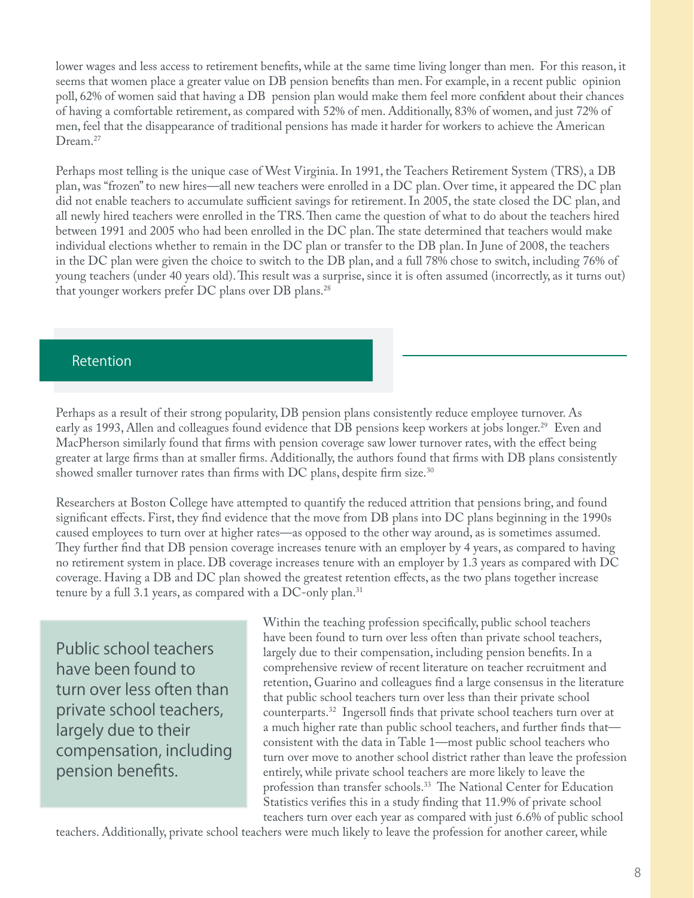lower wages and less access to retirement benefits, while at the same time living longer than men. For this reason, it seems that women place a greater value on DB pension benefits than men. For example, in a recent public opinion poll, 62% of women said that having a DB pension plan would make them feel more confident about their chances of having a comfortable retirement, as compared with 52% of men. Additionally, 83% of women, and just 72% of men, feel that the disappearance of traditional pensions has made it harder for workers to achieve the American Dream.[27]

Perhaps most telling is the unique case of West Virginia. In 1991, the Teachers Retirement System (TRS), a DB plan, was "frozen" to new hires—all new teachers were enrolled in a DC plan. Over time, it appeared the DC plan did not enable teachers to accumulate sufficient savings for retirement. In 2005, the state closed the DC plan, and all newly hired teachers were enrolled in the TRS. Then came the question of what to do about the teachers hired between 1991 and 2005 who had been enrolled in the DC plan. The state determined that teachers would make individual elections whether to remain in the DC plan or transfer to the DB plan. In June of 2008, the teachers in the DC plan were given the choice to switch to the DB plan, and a full 78% chose to switch, including 76% of young teachers (under 40 years old). This result was a surprise, since it is often assumed (incorrectly, as it turns out) that younger workers prefer DC plans over DB plans.[28]

## Retention

Perhaps as a result of their strong popularity, DB pension plans consistently reduce employee turnover. As early as 1993, Allen and colleagues found evidence that DB pensions keep workers at jobs longer.[29] Even and MacPherson similarly found that firms with pension coverage saw lower turnover rates, with the effect being greater at large firms than at smaller firms. Additionally, the authors found that firms with DB plans consistently showed smaller turnover rates than firms with DC plans, despite firm size.[30]

Researchers at Boston College have attempted to quantify the reduced attrition that pensions bring, and found significant effects. First, they find evidence that the move from DB plans into DC plans beginning in the 1990s caused employees to turn over at higher rates—as opposed to the other way around, as is sometimes assumed. They further find that DB pension coverage increases tenure with an employer by 4 years, as compared to having no retirement system in place. DB coverage increases tenure with an employer by 1.3 years as compared with DC coverage. Having a DB and DC plan showed the greatest retention effects, as the two plans together increase tenure by a full 3.1 years, as compared with a DC-only plan.[31]

> Public school teachers have been found to turn over less often than private school teachers, largely due to their compensation, including pension benefits.

Within the teaching profession specifically, public school teachers have been found to turn over less often than private school teachers, largely due to their compensation, including pension benefits. In a comprehensive review of recent literature on teacher recruitment and retention, Guarino and colleagues find a large consensus in the literature that public school teachers turn over less than their private school counterparts.[32] Ingersoll finds that private school teachers turn over at a much higher rate than public school teachers, and further finds that—consistent with the data in Table 1—most public school teachers who turn over move to another school district rather than leave the profession entirely, while private school teachers are more likely to leave the profession than transfer schools.[33] The National Center for Education Statistics verifies this in a study finding that 11.9% of private school teachers turn over each year as compared with just 6.6% of public school teachers. Additionally, private school teachers were much likely to leave the profession for another career, while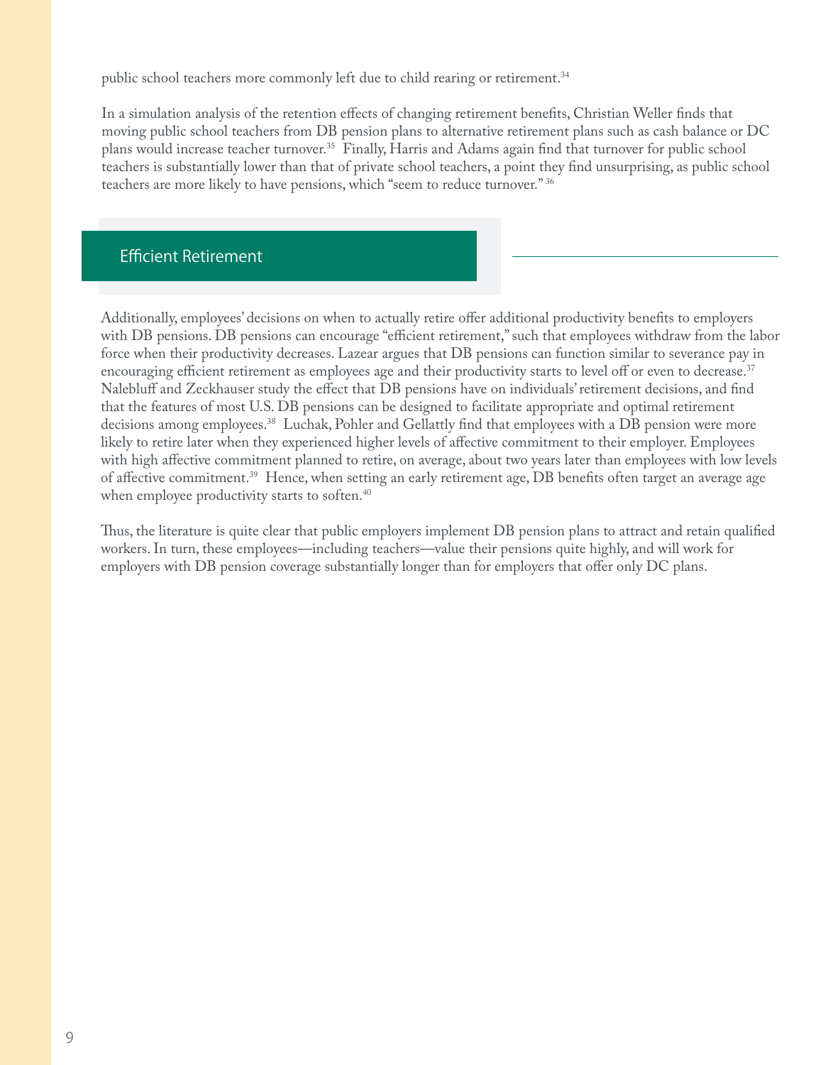public school teachers more commonly left due to child rearing or retirement.[34]

In a simulation analysis of the retention effects of changing retirement benefits, Christian Weller finds that moving public school teachers from DB pension plans to alternative retirement plans such as cash balance or DC plans would increase teacher turnover.[35] Finally, Harris and Adams again find that turnover for public school teachers is substantially lower than that of private school teachers, a point they find unsurprising, as public school teachers are more likely to have pensions, which "seem to reduce turnover."[36]

## Efficient Retirement

Additionally, employees' decisions on when to actually retire offer additional productivity benefits to employers with DB pensions. DB pensions can encourage "efficient retirement," such that employees withdraw from the labor force when their productivity decreases. Lazear argues that DB pensions can function similar to severance pay in encouraging efficient retirement as employees age and their productivity starts to level off or even to decrease.[37] Nalebluff and Zeckhauser study the effect that DB pensions have on individuals' retirement decisions, and find that the features of most U.S. DB pensions can be designed to facilitate appropriate and optimal retirement decisions among employees.[38] Luchak, Pohler and Gellattly find that employees with a DB pension were more likely to retire later when they experienced higher levels of affective commitment to their employer. Employees with high affective commitment planned to retire, on average, about two years later than employees with low levels of affective commitment.[39] Hence, when setting an early retirement age, DB benefits often target an average age when employee productivity starts to soften.[40]

Thus, the literature is quite clear that public employers implement DB pension plans to attract and retain qualified workers. In turn, these employees—including teachers—value their pensions quite highly, and will work for employers with DB pension coverage substantially longer than for employers that offer only DC plans.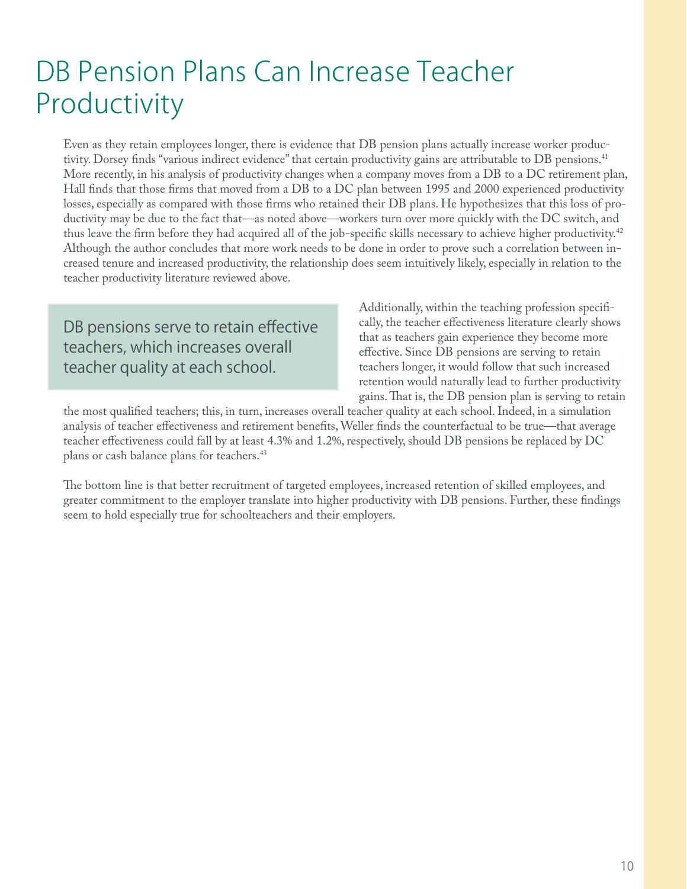# DB Pension Plans Can Increase Teacher Productivity

Even as they retain employees longer, there is evidence that DB pension plans actually increase worker productivity. Dorsey finds "various indirect evidence" that certain productivity gains are attributable to DB pensions.[41] More recently, in his analysis of productivity changes when a company moves from a DB to a DC retirement plan, Hall finds that those firms that moved from a DB to a DC plan between 1995 and 2000 experienced productivity losses, especially as compared with those firms who retained their DB plans. He hypothesizes that this loss of productivity may be due to the fact that—as noted above—workers turn over more quickly with the DC switch, and thus leave the firm before they had acquired all of the job-specific skills necessary to achieve higher productivity.[42] Although the author concludes that more work needs to be done in order to prove such a correlation between increased tenure and increased productivity, the relationship does seem intuitively likely, especially in relation to the teacher productivity literature reviewed above.

> DB pensions serve to retain effective teachers, which increases overall teacher quality at each school.

Additionally, within the teaching profession specifically, the teacher effectiveness literature clearly shows that as teachers gain experience they become more effective. Since DB pensions are serving to retain teachers longer, it would follow that such increased retention would naturally lead to further productivity gains. That is, the DB pension plan is serving to retain the most qualified teachers; this, in turn, increases overall teacher quality at each school. Indeed, in a simulation analysis of teacher effectiveness and retirement benefits, Weller finds the counterfactual to be true—that average teacher effectiveness could fall by at least 4.3% and 1.2%, respectively, should DB pensions be replaced by DC plans or cash balance plans for teachers.[43]

The bottom line is that better recruitment of targeted employees, increased retention of skilled employees, and greater commitment to the employer translate into higher productivity with DB pensions. Further, these findings seem to hold especially true for schoolteachers and their employers.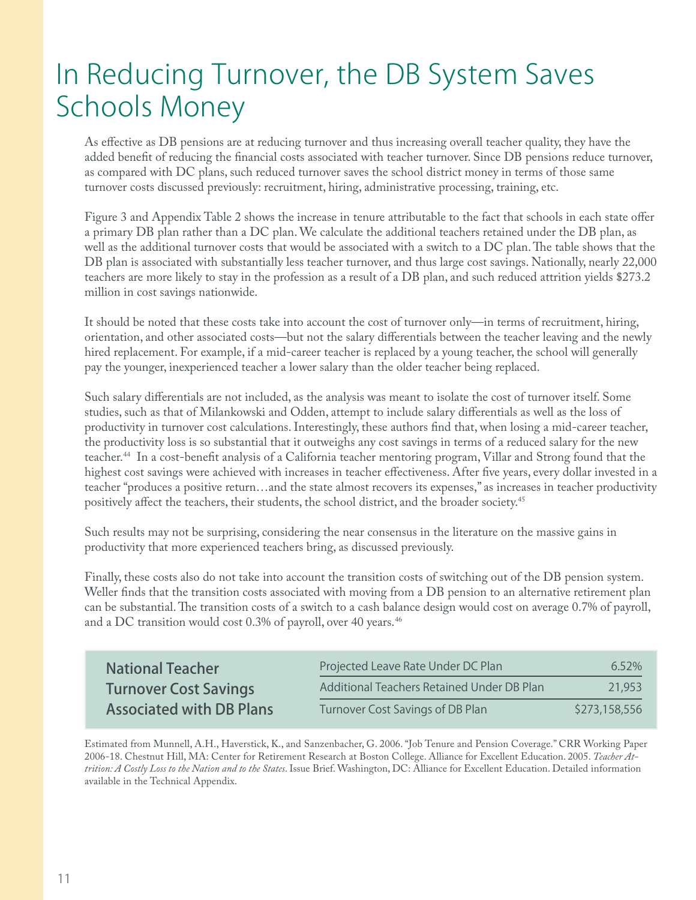# In Reducing Turnover, the DB System Saves Schools Money

As effective as DB pensions are at reducing turnover and thus increasing overall teacher quality, they have the added benefit of reducing the financial costs associated with teacher turnover. Since DB pensions reduce turnover, as compared with DC plans, such reduced turnover saves the school district money in terms of those same turnover costs discussed previously: recruitment, hiring, administrative processing, training, etc.

Figure 3 and Appendix Table 2 shows the increase in tenure attributable to the fact that schools in each state offer a primary DB plan rather than a DC plan. We calculate the additional teachers retained under the DB plan, as well as the additional turnover costs that would be associated with a switch to a DC plan. The table shows that the DB plan is associated with substantially less teacher turnover, and thus large cost savings. Nationally, nearly 22,000 teachers are more likely to stay in the profession as a result of a DB plan, and such reduced attrition yields $273.2 million in cost savings nationwide.

It should be noted that these costs take into account the cost of turnover only—in terms of recruitment, hiring, orientation, and other associated costs—but not the salary differentials between the teacher leaving and the newly hired replacement. For example, if a mid-career teacher is replaced by a young teacher, the school will generally pay the younger, inexperienced teacher a lower salary than the older teacher being replaced.

Such salary differentials are not included, as the analysis was meant to isolate the cost of turnover itself. Some studies, such as that of Milankowski and Odden, attempt to include salary differentials as well as the loss of productivity in turnover cost calculations. Interestingly, these authors find that, when losing a mid-career teacher, the productivity loss is so substantial that it outweighs any cost savings in terms of a reduced salary for the new teacher.[44] In a cost-benefit analysis of a California teacher mentoring program, Villar and Strong found that the highest cost savings were achieved with increases in teacher effectiveness. After five years, every dollar invested in a teacher "produces a positive return…and the state almost recovers its expenses," as increases in teacher productivity positively affect the teachers, their students, the school district, and the broader society.[45]

Such results may not be surprising, considering the near consensus in the literature on the massive gains in productivity that more experienced teachers bring, as discussed previously.

Finally, these costs also do not take into account the transition costs of switching out of the DB pension system. Weller finds that the transition costs associated with moving from a DB pension to an alternative retirement plan can be substantial. The transition costs of a switch to a cash balance design would cost on average 0.7% of payroll, and a DC transition would cost 0.3% of payroll, over 40 years.[46]

**National Teacher Turnover Cost Savings Associated with DB Plans**

| | |
|---|---|
| Projected Leave Rate Under DC Plan | 6.52% |
| Additional Teachers Retained Under DB Plan | 21,953 |
| Turnover Cost Savings of DB Plan | $273,158,556 |

Estimated from Munnell, A.H., Haverstick, K., and Sanzenbacher, G. 2006. "Job Tenure and Pension Coverage." CRR Working Paper 2006-18. Chestnut Hill, MA: Center for Retirement Research at Boston College. Alliance for Excellent Education. 2005. *Teacher Attrition: A Costly Loss to the Nation and to the States*. Issue Brief. Washington, DC: Alliance for Excellent Education. Detailed information available in the Technical Appendix.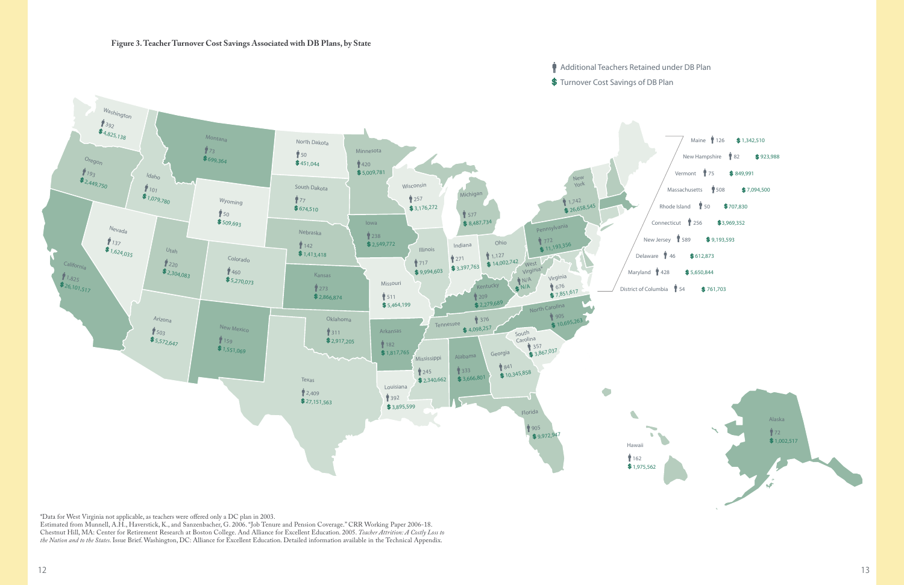**Figure 3. Teacher Turnover Cost Savings Associated with DB Plans, by State**

| State | Additional Teachers Retained under DB Plan | Turnover Cost Savings of DB Plan |
|---|---|---|
| Washington | 392 | $4,825,138 |
| Oregon | 193 | $2,449,750 |
| California | 1,825 | $26,101,517 |
| Idaho | 101 | $1,079,780 |
| Nevada | 137 | $1,624,035 |
| Montana | 73 | $699,364 |
| Wyoming | 50 | $509,693 |
| Utah | 220 | $2,304,083 |
| Arizona | 503 | $5,572,647 |
| Colorado | 460 | $5,270,073 |
| New Mexico | 159 | $1,551,069 |
| North Dakota | 50 | $451,044 |
| South Dakota | 77 | $674,510 |
| Nebraska | 142 | $1,413,418 |
| Kansas | 273 | $2,866,874 |
| Oklahoma | 311 | $2,917,205 |
| Texas | 2,409 | $27,151,563 |
| Minnesota | 420 | $5,009,781 |
| Iowa | 238 | $2,549,772 |
| Missouri | 511 | $5,464,199 |
| Arkansas | 182 | $1,817,765 |
| Louisiana | 392 | $3,895,599 |
| Wisconsin | 257 | $3,176,272 |
| Illinois | 717 | $9,994,603 |
| Michigan | 577 | $8,487,734 |
| Indiana | 271 | $3,397,763 |
| Ohio | 1,127 | $14,002,742 |
| Kentucky | 209 | $2,279,689 |
| Tennessee | 376 | $4,098,257 |
| Mississippi | 245 | $2,340,662 |
| Alabama | 333 | $3,666,801 |
| Georgia | 841 | $10,345,858 |
| Florida | 905 | $9,972,947 |
| South Carolina | 357 | $3,867,037 |
| North Carolina | 905 | $10,695,263 |
| Virginia | 676 | $7,851,617 |
| West Virginia* | N/A | N/A |
| Pennsylvania | 772 | $11,193,356 |
| New York | 1,742 | $26,658,545 |
| Maine | 126 | $1,342,510 |
| New Hampshire | 82 | $923,988 |
| Vermont | 75 | $849,991 |
| Massachusetts | 508 | $7,094,500 |
| Rhode Island | 50 | $707,830 |
| Connecticut | 256 | $3,969,352 |
| New Jersey | 589 | $9,193,593 |
| Delaware | 46 | $612,873 |
| Maryland | 428 | $5,650,844 |
| District of Columbia | 54 | $761,703 |
| Hawaii | 162 | $1,975,562 |
| Alaska | 72 | $1,002,517 |

*Data for West Virginia not applicable, as teachers were offered only a DC plan in 2003.

Estimated from Munnell, A.H., Haverstick, K., and Sanzenbacher, G. 2006. "Job Tenure and Pension Coverage." CRR Working Paper 2006-18. Chestnut Hill, MA: Center for Retirement Research at Boston College. And Alliance for Excellent Education. 2005. *Teacher Attrition: A Costly Loss to the Nation and to the States*. Issue Brief. Washington, DC: Alliance for Excellent Education. Detailed information available in the Technical Appendix.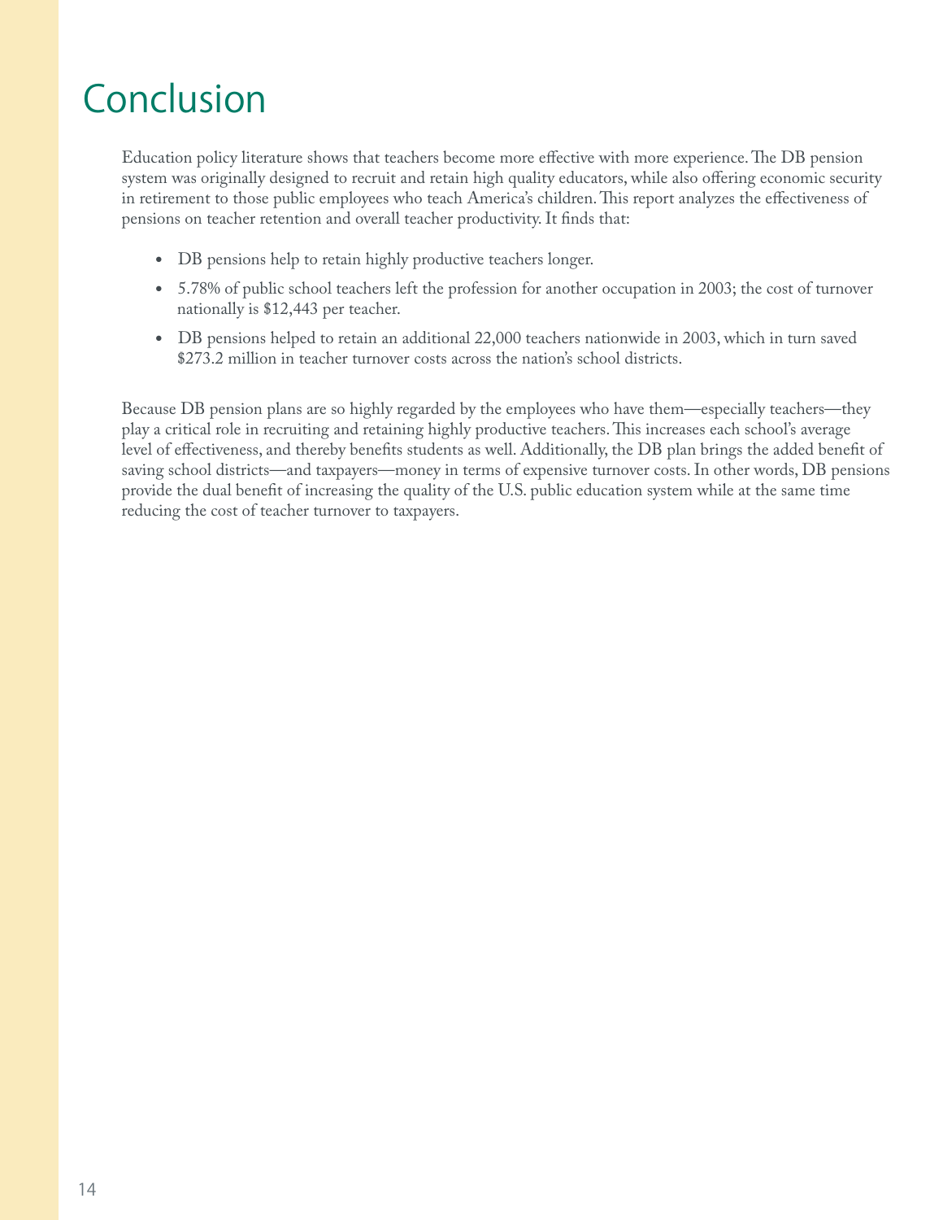# Conclusion

Education policy literature shows that teachers become more effective with more experience. The DB pension system was originally designed to recruit and retain high quality educators, while also offering economic security in retirement to those public employees who teach America's children. This report analyzes the effectiveness of pensions on teacher retention and overall teacher productivity. It finds that:

- DB pensions help to retain highly productive teachers longer.
- 5.78% of public school teachers left the profession for another occupation in 2003; the cost of turnover nationally is $12,443 per teacher.
- DB pensions helped to retain an additional 22,000 teachers nationwide in 2003, which in turn saved $273.2 million in teacher turnover costs across the nation's school districts.

Because DB pension plans are so highly regarded by the employees who have them—especially teachers—they play a critical role in recruiting and retaining highly productive teachers. This increases each school's average level of effectiveness, and thereby benefits students as well. Additionally, the DB plan brings the added benefit of saving school districts—and taxpayers—money in terms of expensive turnover costs. In other words, DB pensions provide the dual benefit of increasing the quality of the U.S. public education system while at the same time reducing the cost of teacher turnover to taxpayers.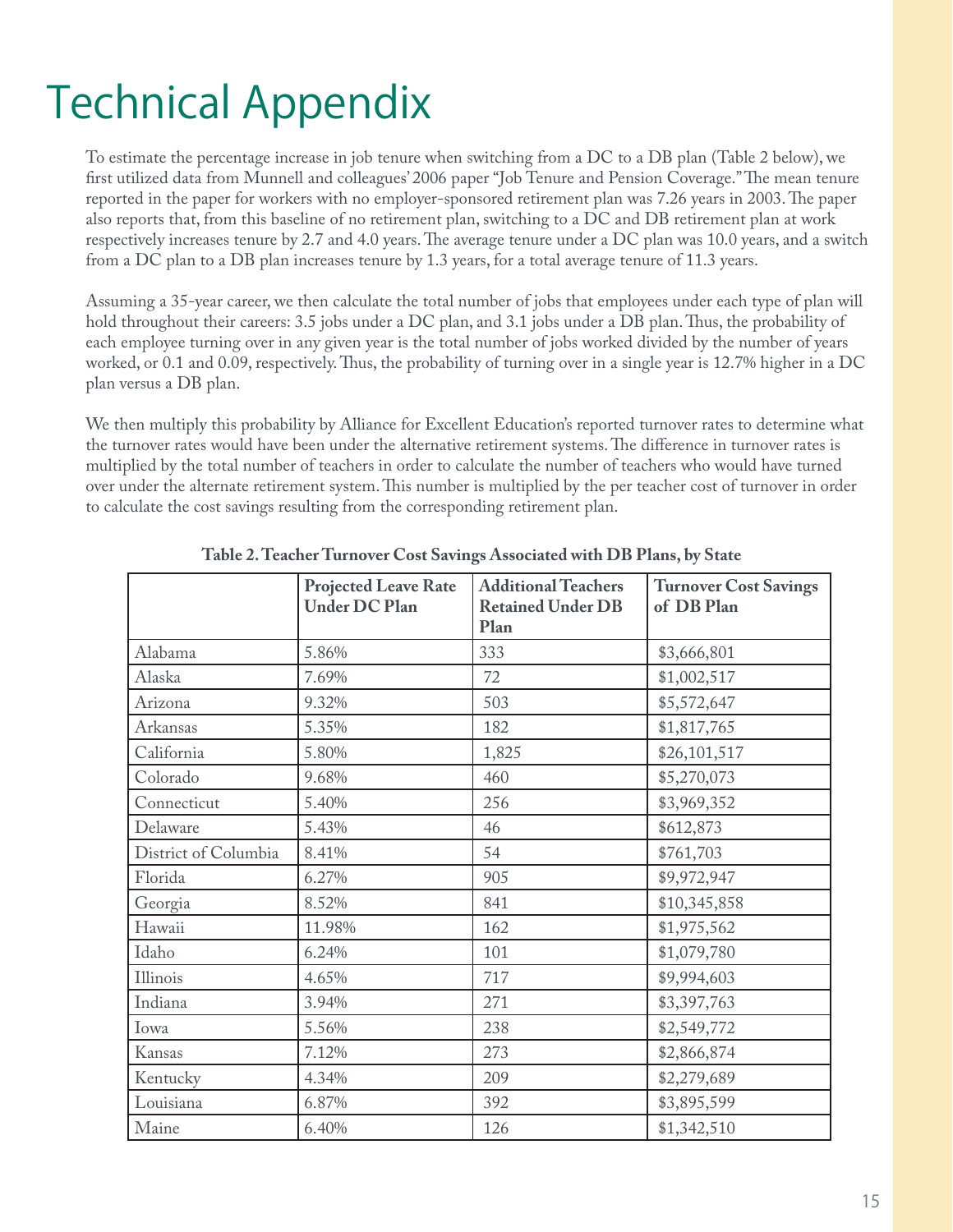# Technical Appendix

To estimate the percentage increase in job tenure when switching from a DC to a DB plan (Table 2 below), we first utilized data from Munnell and colleagues' 2006 paper "Job Tenure and Pension Coverage." The mean tenure reported in the paper for workers with no employer-sponsored retirement plan was 7.26 years in 2003. The paper also reports that, from this baseline of no retirement plan, switching to a DC and DB retirement plan at work respectively increases tenure by 2.7 and 4.0 years. The average tenure under a DC plan was 10.0 years, and a switch from a DC plan to a DB plan increases tenure by 1.3 years, for a total average tenure of 11.3 years.

Assuming a 35-year career, we then calculate the total number of jobs that employees under each type of plan will hold throughout their careers: 3.5 jobs under a DC plan, and 3.1 jobs under a DB plan. Thus, the probability of each employee turning over in any given year is the total number of jobs worked divided by the number of years worked, or 0.1 and 0.09, respectively. Thus, the probability of turning over in a single year is 12.7% higher in a DC plan versus a DB plan.

We then multiply this probability by Alliance for Excellent Education's reported turnover rates to determine what the turnover rates would have been under the alternative retirement systems. The difference in turnover rates is multiplied by the total number of teachers in order to calculate the number of teachers who would have turned over under the alternate retirement system. This number is multiplied by the per teacher cost of turnover in order to calculate the cost savings resulting from the corresponding retirement plan.

**Table 2. Teacher Turnover Cost Savings Associated with DB Plans, by State**

| | Projected Leave Rate Under DC Plan | Additional Teachers Retained Under DB Plan | Turnover Cost Savings of DB Plan |
|---|---|---|---|
| Alabama | 5.86% | 333 | $3,666,801 |
| Alaska | 7.69% | 72 | $1,002,517 |
| Arizona | 9.32% | 503 | $5,572,647 |
| Arkansas | 5.35% | 182 | $1,817,765 |
| California | 5.80% | 1,825 | $26,101,517 |
| Colorado | 9.68% | 460 | $5,270,073 |
| Connecticut | 5.40% | 256 | $3,969,352 |
| Delaware | 5.43% | 46 | $612,873 |
| District of Columbia | 8.41% | 54 | $761,703 |
| Florida | 6.27% | 905 | $9,972,947 |
| Georgia | 8.52% | 841 | $10,345,858 |
| Hawaii | 11.98% | 162 | $1,975,562 |
| Idaho | 6.24% | 101 | $1,079,780 |
| Illinois | 4.65% | 717 | $9,994,603 |
| Indiana | 3.94% | 271 | $3,397,763 |
| Iowa | 5.56% | 238 | $2,549,772 |
| Kansas | 7.12% | 273 | $2,866,874 |
| Kentucky | 4.34% | 209 | $2,279,689 |
| Louisiana | 6.87% | 392 | $3,895,599 |
| Maine | 6.40% | 126 | $1,342,510 |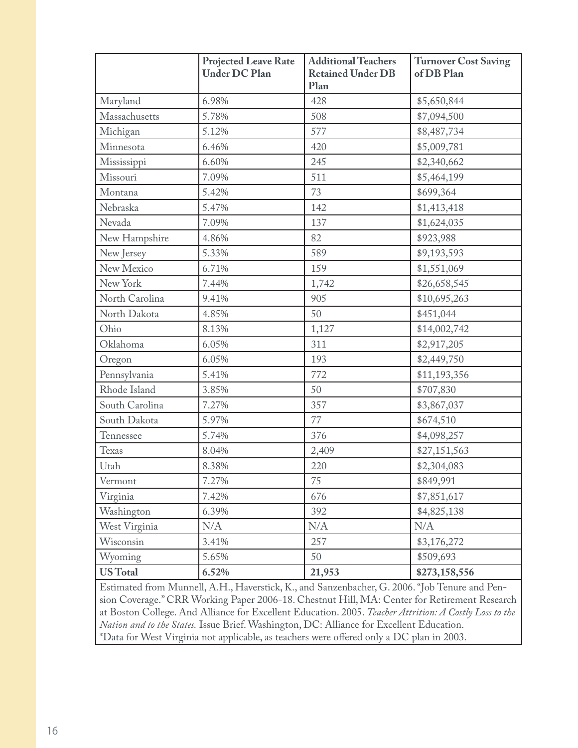| | Projected Leave Rate Under DC Plan | Additional Teachers Retained Under DB Plan | Turnover Cost Saving of DB Plan |
|---|---|---|---|
| Maryland | 6.98% | 428 | $5,650,844 |
| Massachusetts | 5.78% | 508 | $7,094,500 |
| Michigan | 5.12% | 577 | $8,487,734 |
| Minnesota | 6.46% | 420 | $5,009,781 |
| Mississippi | 6.60% | 245 | $2,340,662 |
| Missouri | 7.09% | 511 | $5,464,199 |
| Montana | 5.42% | 73 | $699,364 |
| Nebraska | 5.47% | 142 | $1,413,418 |
| Nevada | 7.09% | 137 | $1,624,035 |
| New Hampshire | 4.86% | 82 | $923,988 |
| New Jersey | 5.33% | 589 | $9,193,593 |
| New Mexico | 6.71% | 159 | $1,551,069 |
| New York | 7.44% | 1,742 | $26,658,545 |
| North Carolina | 9.41% | 905 | $10,695,263 |
| North Dakota | 4.85% | 50 | $451,044 |
| Ohio | 8.13% | 1,127 | $14,002,742 |
| Oklahoma | 6.05% | 311 | $2,917,205 |
| Oregon | 6.05% | 193 | $2,449,750 |
| Pennsylvania | 5.41% | 772 | $11,193,356 |
| Rhode Island | 3.85% | 50 | $707,830 |
| South Carolina | 7.27% | 357 | $3,867,037 |
| South Dakota | 5.97% | 77 | $674,510 |
| Tennessee | 5.74% | 376 | $4,098,257 |
| Texas | 8.04% | 2,409 | $27,151,563 |
| Utah | 8.38% | 220 | $2,304,083 |
| Vermont | 7.27% | 75 | $849,991 |
| Virginia | 7.42% | 676 | $7,851,617 |
| Washington | 6.39% | 392 | $4,825,138 |
| West Virginia | N/A | N/A | N/A |
| Wisconsin | 3.41% | 257 | $3,176,272 |
| Wyoming | 5.65% | 50 | $509,693 |
| **US Total** | **6.52%** | **21,953** | **$273,158,556** |

Estimated from Munnell, A.H., Haverstick, K., and Sanzenbacher, G. 2006. "Job Tenure and Pension Coverage." CRR Working Paper 2006-18. Chestnut Hill, MA: Center for Retirement Research at Boston College. And Alliance for Excellent Education. 2005. *Teacher Attrition: A Costly Loss to the Nation and to the States.* Issue Brief. Washington, DC: Alliance for Excellent Education.
*Data for West Virginia not applicable, as teachers were offered only a DC plan in 2003.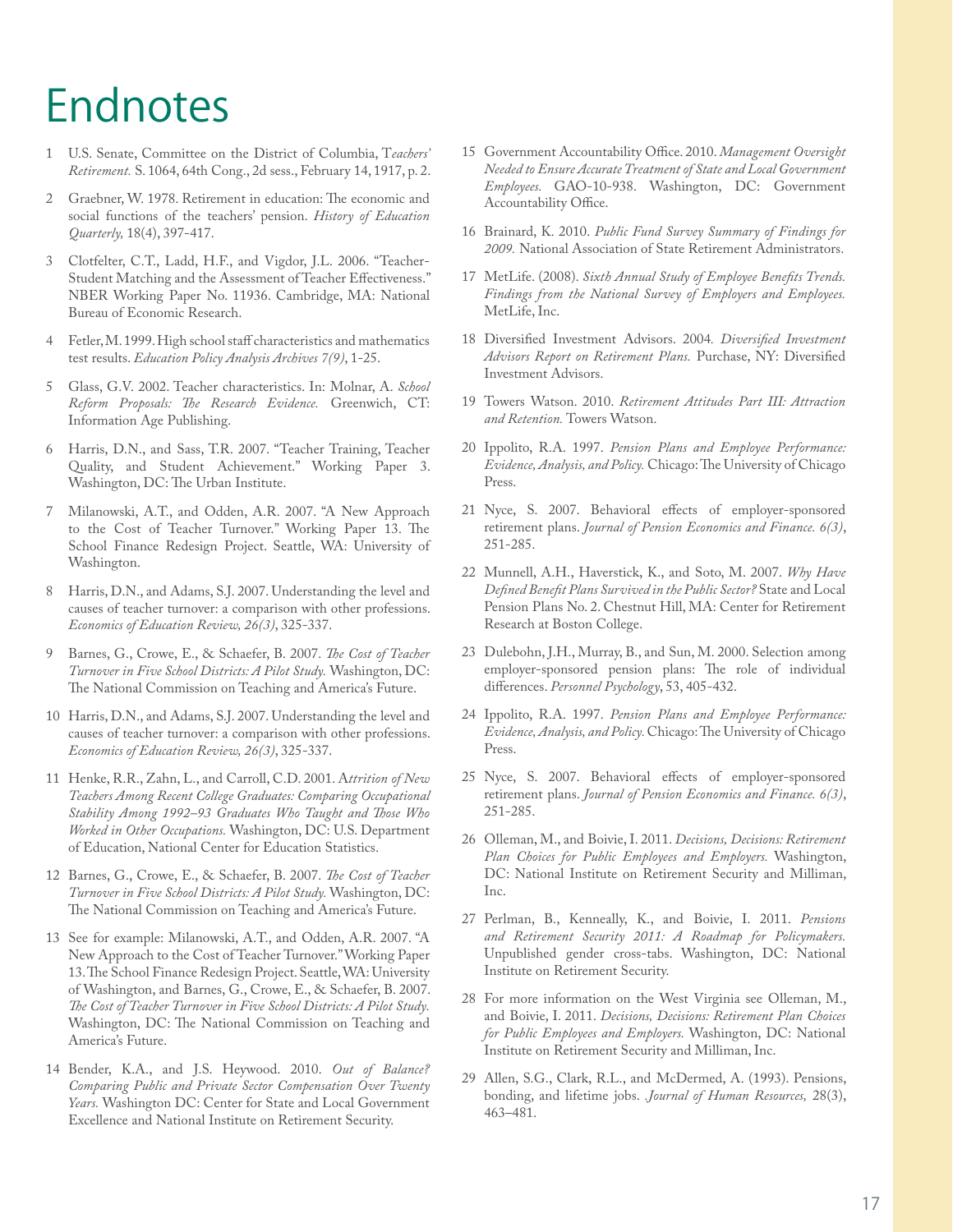# Endnotes

1. U.S. Senate, Committee on the District of Columbia, T*eachers' Retirement.* S. 1064, 64th Cong., 2d sess., February 14, 1917, p. 2.
2. Graebner, W. 1978. Retirement in education: The economic and social functions of the teachers' pension. *History of Education Quarterly,* 18(4), 397-417.
3. Clotfelter, C.T., Ladd, H.F., and Vigdor, J.L. 2006. "Teacher-Student Matching and the Assessment of Teacher Effectiveness." NBER Working Paper No. 11936. Cambridge, MA: National Bureau of Economic Research.
4. Fetler, M. 1999. High school staff characteristics and mathematics test results. *Education Policy Analysis Archives 7(9)*, 1-25.
5. Glass, G.V. 2002. Teacher characteristics. In: Molnar, A. *School Reform Proposals: The Research Evidence.* Greenwich, CT: Information Age Publishing.
6. Harris, D.N., and Sass, T.R. 2007. "Teacher Training, Teacher Quality, and Student Achievement." Working Paper 3. Washington, DC: The Urban Institute.
7. Milanowski, A.T., and Odden, A.R. 2007. "A New Approach to the Cost of Teacher Turnover." Working Paper 13. The School Finance Redesign Project. Seattle, WA: University of Washington.
8. Harris, D.N., and Adams, S.J. 2007. Understanding the level and causes of teacher turnover: a comparison with other professions. *Economics of Education Review, 26(3)*, 325-337.
9. Barnes, G., Crowe, E., & Schaefer, B. 2007. *The Cost of Teacher Turnover in Five School Districts: A Pilot Study.* Washington, DC: The National Commission on Teaching and America's Future.
10. Harris, D.N., and Adams, S.J. 2007. Understanding the level and causes of teacher turnover: a comparison with other professions. *Economics of Education Review, 26(3)*, 325-337.
11. Henke, R.R., Zahn, L., and Carroll, C.D. 2001. A*ttrition of New Teachers Among Recent College Graduates: Comparing Occupational Stability Among 1992–93 Graduates Who Taught and Those Who Worked in Other Occupations.* Washington, DC: U.S. Department of Education, National Center for Education Statistics.
12. Barnes, G., Crowe, E., & Schaefer, B. 2007. *The Cost of Teacher Turnover in Five School Districts: A Pilot Study.* Washington, DC: The National Commission on Teaching and America's Future.
13. See for example: Milanowski, A.T., and Odden, A.R. 2007. "A New Approach to the Cost of Teacher Turnover." Working Paper 13. The School Finance Redesign Project. Seattle, WA: University of Washington, and Barnes, G., Crowe, E., & Schaefer, B. 2007. *The Cost of Teacher Turnover in Five School Districts: A Pilot Study.* Washington, DC: The National Commission on Teaching and America's Future.
14. Bender, K.A., and J.S. Heywood. 2010. *Out of Balance? Comparing Public and Private Sector Compensation Over Twenty Years.* Washington DC: Center for State and Local Government Excellence and National Institute on Retirement Security.
15. Government Accountability Office. 2010. *Management Oversight Needed to Ensure Accurate Treatment of State and Local Government Employees.* GAO-10-938. Washington, DC: Government Accountability Office.
16. Brainard, K. 2010. *Public Fund Survey Summary of Findings for 2009.* National Association of State Retirement Administrators.
17. MetLife. (2008). *Sixth Annual Study of Employee Benefits Trends. Findings from the National Survey of Employers and Employees.* MetLife, Inc.
18. Diversified Investment Advisors. 2004. *Diversified Investment Advisors Report on Retirement Plans.* Purchase, NY: Diversified Investment Advisors.
19. Towers Watson. 2010. *Retirement Attitudes Part III: Attraction and Retention.* Towers Watson.
20. Ippolito, R.A. 1997. *Pension Plans and Employee Performance: Evidence, Analysis, and Policy.* Chicago: The University of Chicago Press.
21. Nyce, S. 2007. Behavioral effects of employer-sponsored retirement plans. *Journal of Pension Economics and Finance. 6(3)*, 251-285.
22. Munnell, A.H., Haverstick, K., and Soto, M. 2007. *Why Have Defined Benefit Plans Survived in the Public Sector?* State and Local Pension Plans No. 2. Chestnut Hill, MA: Center for Retirement Research at Boston College.
23. Dulebohn, J.H., Murray, B., and Sun, M. 2000. Selection among employer-sponsored pension plans: The role of individual differences. *Personnel Psychology*, 53, 405-432.
24. Ippolito, R.A. 1997. *Pension Plans and Employee Performance: Evidence, Analysis, and Policy.* Chicago: The University of Chicago Press.
25. Nyce, S. 2007. Behavioral effects of employer-sponsored retirement plans. *Journal of Pension Economics and Finance. 6(3)*, 251-285.
26. Olleman, M., and Boivie, I. 2011. *Decisions, Decisions: Retirement Plan Choices for Public Employees and Employers.* Washington, DC: National Institute on Retirement Security and Milliman, Inc.
27. Perlman, B., Kenneally, K., and Boivie, I. 2011. *Pensions and Retirement Security 2011: A Roadmap for Policymakers.* Unpublished gender cross-tabs. Washington, DC: National Institute on Retirement Security.
28. For more information on the West Virginia see Olleman, M., and Boivie, I. 2011. *Decisions, Decisions: Retirement Plan Choices for Public Employees and Employers.* Washington, DC: National Institute on Retirement Security and Milliman, Inc.
29. Allen, S.G., Clark, R.L., and McDermed, A. (1993). Pensions, bonding, and lifetime jobs. *Journal of Human Resources,* 28(3), 463–481.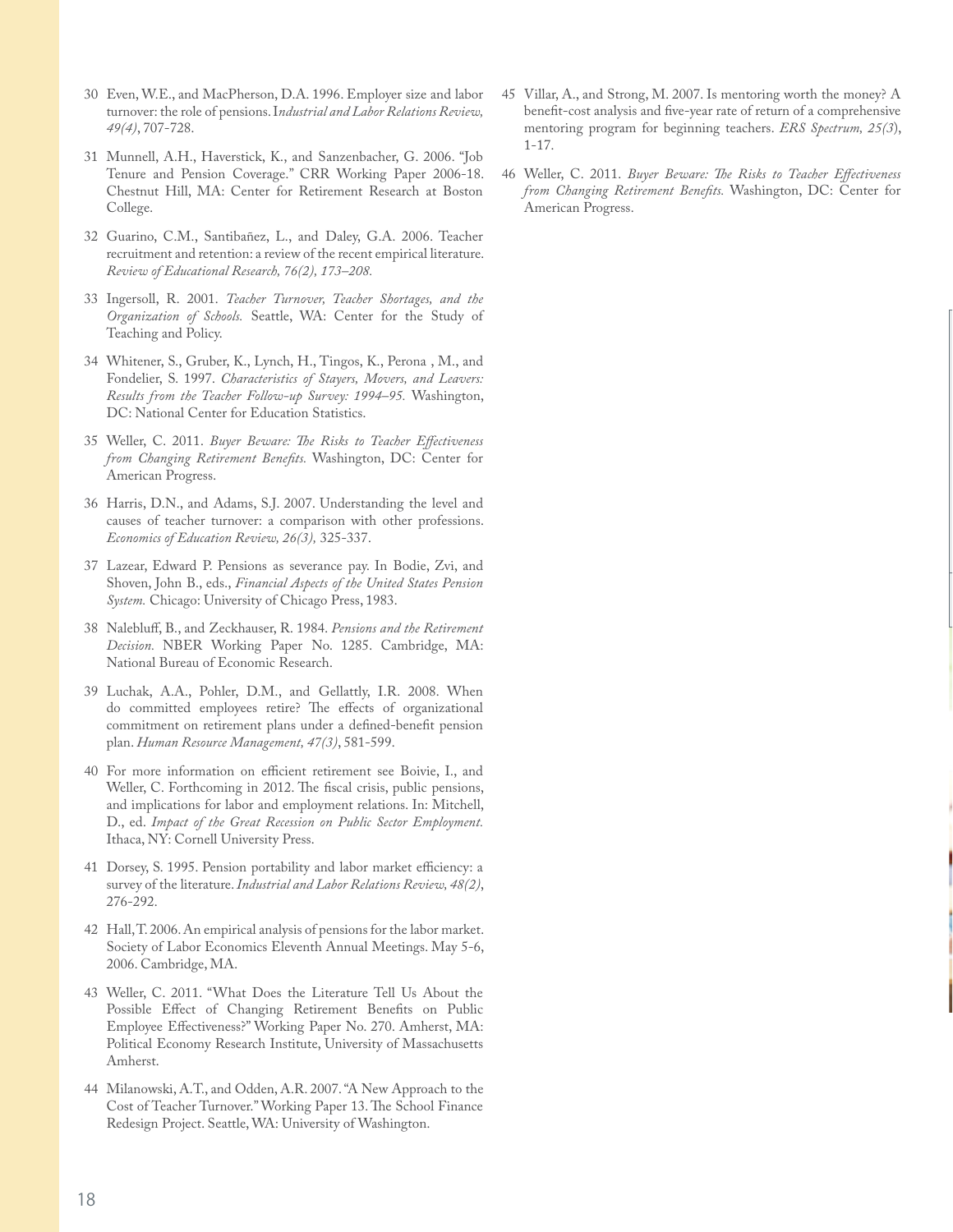30 Even, W.E., and MacPherson, D.A. 1996. Employer size and labor turnover: the role of pensions. I*ndustrial and Labor Relations Review, 49(4)*, 707-728.

31 Munnell, A.H., Haverstick, K., and Sanzenbacher, G. 2006. "Job Tenure and Pension Coverage." CRR Working Paper 2006-18. Chestnut Hill, MA: Center for Retirement Research at Boston College.

32 Guarino, C.M., Santibañez, L., and Daley, G.A. 2006. Teacher recruitment and retention: a review of the recent empirical literature. *Review of Educational Research, 76(2), 173–208.*

33 Ingersoll, R. 2001. *Teacher Turnover, Teacher Shortages, and the Organization of Schools.* Seattle, WA: Center for the Study of Teaching and Policy.

34 Whitener, S., Gruber, K., Lynch, H., Tingos, K., Perona , M., and Fondelier, S. 1997. *Characteristics of Stayers, Movers, and Leavers: Results from the Teacher Follow-up Survey: 1994–95.* Washington, DC: National Center for Education Statistics.

35 Weller, C. 2011. *Buyer Beware: The Risks to Teacher Effectiveness from Changing Retirement Benefits.* Washington, DC: Center for American Progress.

36 Harris, D.N., and Adams, S.J. 2007. Understanding the level and causes of teacher turnover: a comparison with other professions. *Economics of Education Review, 26(3),* 325-337.

37 Lazear, Edward P. Pensions as severance pay. In Bodie, Zvi, and Shoven, John B., eds., *Financial Aspects of the United States Pension System.* Chicago: University of Chicago Press, 1983.

38 Nalebluff, B., and Zeckhauser, R. 1984. *Pensions and the Retirement Decision.* NBER Working Paper No. 1285. Cambridge, MA: National Bureau of Economic Research.

39 Luchak, A.A., Pohler, D.M., and Gellattly, I.R. 2008. When do committed employees retire? The effects of organizational commitment on retirement plans under a defined-benefit pension plan. *Human Resource Management, 47(3)*, 581-599.

40 For more information on efficient retirement see Boivie, I., and Weller, C. Forthcoming in 2012. The fiscal crisis, public pensions, and implications for labor and employment relations. In: Mitchell, D., ed. *Impact of the Great Recession on Public Sector Employment.* Ithaca, NY: Cornell University Press.

41 Dorsey, S. 1995. Pension portability and labor market efficiency: a survey of the literature. *Industrial and Labor Relations Review, 48(2)*, 276-292.

42 Hall, T. 2006. An empirical analysis of pensions for the labor market. Society of Labor Economics Eleventh Annual Meetings. May 5-6, 2006. Cambridge, MA.

43 Weller, C. 2011. "What Does the Literature Tell Us About the Possible Effect of Changing Retirement Benefits on Public Employee Effectiveness?" Working Paper No. 270. Amherst, MA: Political Economy Research Institute, University of Massachusetts Amherst.

44 Milanowski, A.T., and Odden, A.R. 2007. "A New Approach to the Cost of Teacher Turnover." Working Paper 13. The School Finance Redesign Project. Seattle, WA: University of Washington.

45 Villar, A., and Strong, M. 2007. Is mentoring worth the money? A benefit-cost analysis and five-year rate of return of a comprehensive mentoring program for beginning teachers. *ERS Spectrum, 25(3*), 1-17.

46 Weller, C. 2011. *Buyer Beware: The Risks to Teacher Effectiveness from Changing Retirement Benefits.* Washington, DC: Center for American Progress.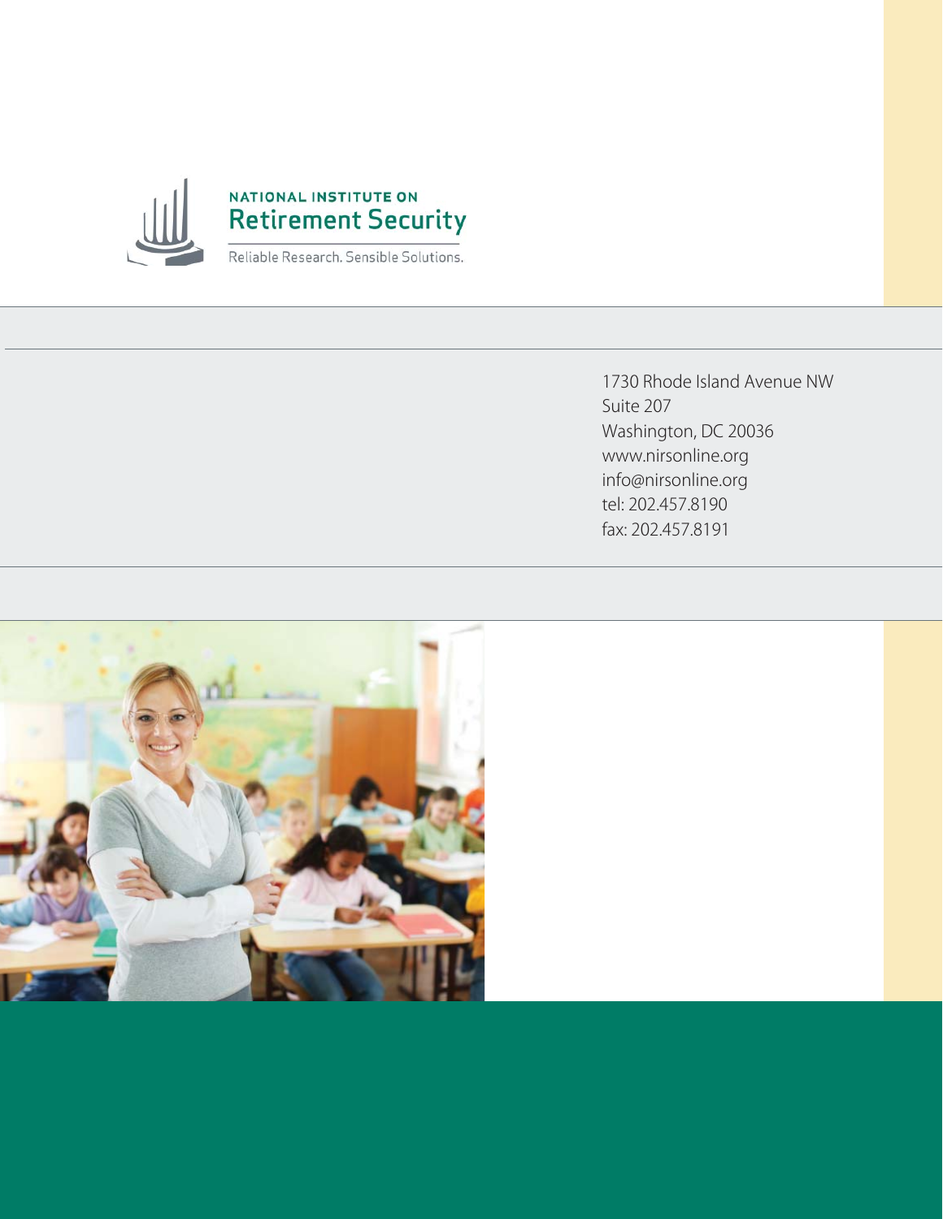NATIONAL INSTITUTE ON

**Retirement Security**

Reliable Research. Sensible Solutions.

1730 Rhode Island Avenue NW
Suite 207
Washington, DC 20036
www.nirsonline.org
info@nirsonline.org
tel: 202.457.8190
fax: 202.457.8191